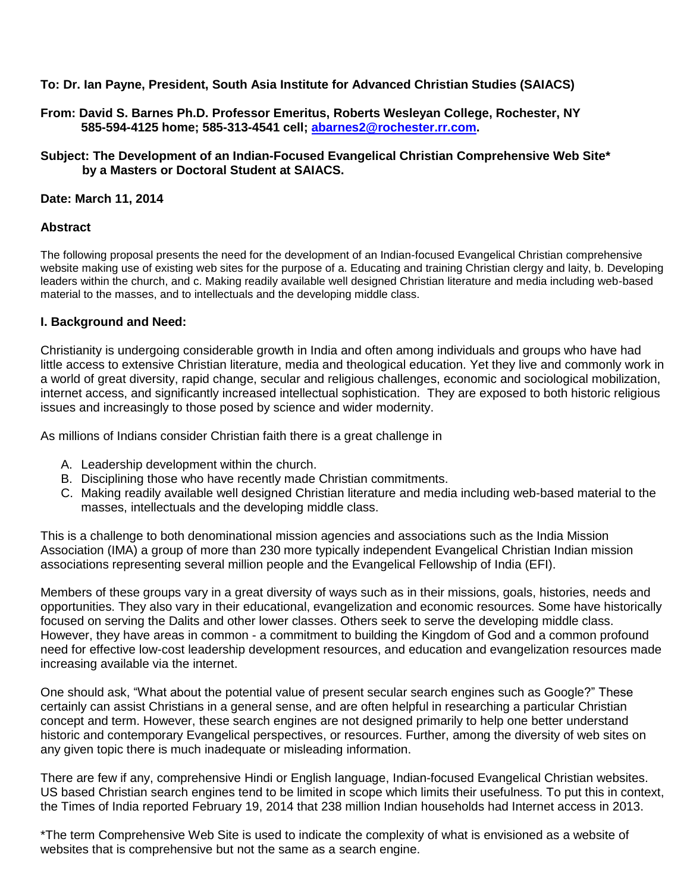**To: Dr. Ian Payne, President, South Asia Institute for Advanced Christian Studies (SAIACS)**

**From: David S. Barnes Ph.D. Professor Emeritus, Roberts Wesleyan College, Rochester, NY 585-594-4125 home; 585-313-4541 cell; abarnes2@rochester.rr.com.**

**Subject: The Development of an Indian-Focused Evangelical Christian Comprehensive Web Site* by a Masters or Doctoral Student at SAIACS.**

**Date: March 11, 2014**

## Abstract

The following proposal presents the need for the development of an Indian-focused Evangelical Christian comprehensive website making use of existing web sites for the purpose of a. Educating and training Christian clergy and laity, b. Developing leaders within the church, and c. Making readily available well designed Christian literature and media including web-based material to the masses, and to intellectuals and the developing middle class.

## I. Background and Need:

Christianity is undergoing considerable growth in India and often among individuals and groups who have had little access to extensive Christian literature, media and theological education. Yet they live and commonly work in a world of great diversity, rapid change, secular and religious challenges, economic and sociological mobilization, internet access, and significantly increased intellectual sophistication. They are exposed to both historic religious issues and increasingly to those posed by science and wider modernity.

As millions of Indians consider Christian faith there is a great challenge in

A. Leadership development within the church.
B. Disciplining those who have recently made Christian commitments.
C. Making readily available well designed Christian literature and media including web-based material to the masses, intellectuals and the developing middle class.

This is a challenge to both denominational mission agencies and associations such as the India Mission Association (IMA) a group of more than 230 more typically independent Evangelical Christian Indian mission associations representing several million people and the Evangelical Fellowship of India (EFI).

Members of these groups vary in a great diversity of ways such as in their missions, goals, histories, needs and opportunities. They also vary in their educational, evangelization and economic resources. Some have historically focused on serving the Dalits and other lower classes. Others seek to serve the developing middle class. However, they have areas in common - a commitment to building the Kingdom of God and a common profound need for effective low-cost leadership development resources, and education and evangelization resources made increasing available via the internet.

One should ask, "What about the potential value of present secular search engines such as Google?" These certainly can assist Christians in a general sense, and are often helpful in researching a particular Christian concept and term. However, these search engines are not designed primarily to help one better understand historic and contemporary Evangelical perspectives, or resources. Further, among the diversity of web sites on any given topic there is much inadequate or misleading information.

There are few if any, comprehensive Hindi or English language, Indian-focused Evangelical Christian websites. US based Christian search engines tend to be limited in scope which limits their usefulness. To put this in context, the Times of India reported February 19, 2014 that 238 million Indian households had Internet access in 2013.

*The term Comprehensive Web Site is used to indicate the complexity of what is envisioned as a website of websites that is comprehensive but not the same as a search engine.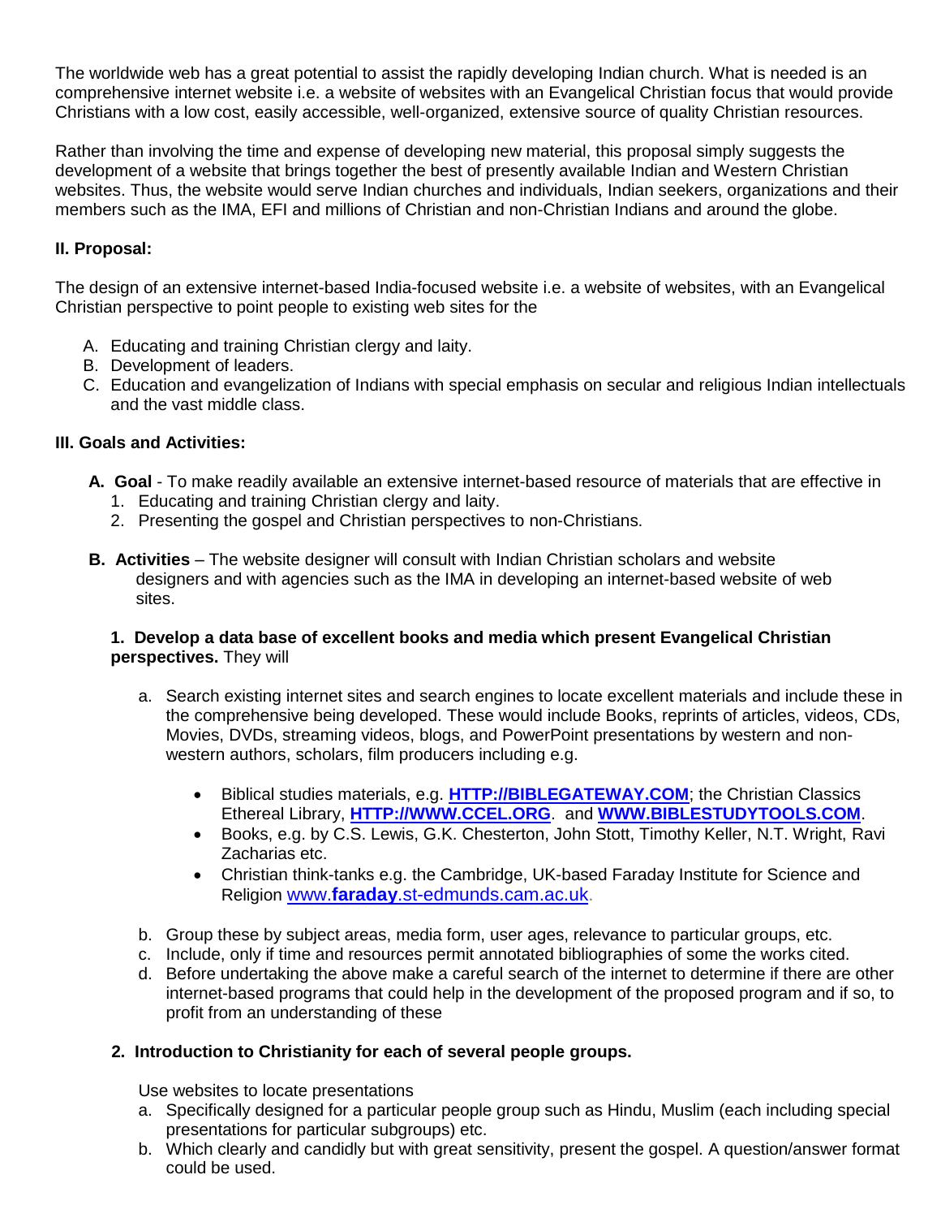The worldwide web has a great potential to assist the rapidly developing Indian church. What is needed is an comprehensive internet website i.e. a website of websites with an Evangelical Christian focus that would provide Christians with a low cost, easily accessible, well-organized, extensive source of quality Christian resources.

Rather than involving the time and expense of developing new material, this proposal simply suggests the development of a website that brings together the best of presently available Indian and Western Christian websites. Thus, the website would serve Indian churches and individuals, Indian seekers, organizations and their members such as the IMA, EFI and millions of Christian and non-Christian Indians and around the globe.

**II. Proposal:**

The design of an extensive internet-based India-focused website i.e. a website of websites, with an Evangelical Christian perspective to point people to existing web sites for the

A. Educating and training Christian clergy and laity.
B. Development of leaders.
C. Education and evangelization of Indians with special emphasis on secular and religious Indian intellectuals and the vast middle class.

**III. Goals and Activities:**

**A. Goal** - To make readily available an extensive internet-based resource of materials that are effective in
1. Educating and training Christian clergy and laity.
2. Presenting the gospel and Christian perspectives to non-Christians.

**B. Activities** – The website designer will consult with Indian Christian scholars and website designers and with agencies such as the IMA in developing an internet-based website of web sites.

**1. Develop a data base of excellent books and media which present Evangelical Christian perspectives.** They will

a. Search existing internet sites and search engines to locate excellent materials and include these in the comprehensive being developed. These would include Books, reprints of articles, videos, CDs, Movies, DVDs, streaming videos, blogs, and PowerPoint presentations by western and non-western authors, scholars, film producers including e.g.

- Biblical studies materials, e.g. **HTTP://BIBLEGATEWAY.COM**; the Christian Classics Ethereal Library, **HTTP://WWW.CCEL.ORG**. and **WWW.BIBLESTUDYTOOLS.COM**.
- Books, e.g. by C.S. Lewis, G.K. Chesterton, John Stott, Timothy Keller, N.T. Wright, Ravi Zacharias etc.
- Christian think-tanks e.g. the Cambridge, UK-based Faraday Institute for Science and Religion www.**faraday**.st-edmunds.cam.ac.uk.

b. Group these by subject areas, media form, user ages, relevance to particular groups, etc.
c. Include, only if time and resources permit annotated bibliographies of some the works cited.
d. Before undertaking the above make a careful search of the internet to determine if there are other internet-based programs that could help in the development of the proposed program and if so, to profit from an understanding of these

**2. Introduction to Christianity for each of several people groups.**

Use websites to locate presentations

a. Specifically designed for a particular people group such as Hindu, Muslim (each including special presentations for particular subgroups) etc.
b. Which clearly and candidly but with great sensitivity, present the gospel. A question/answer format could be used.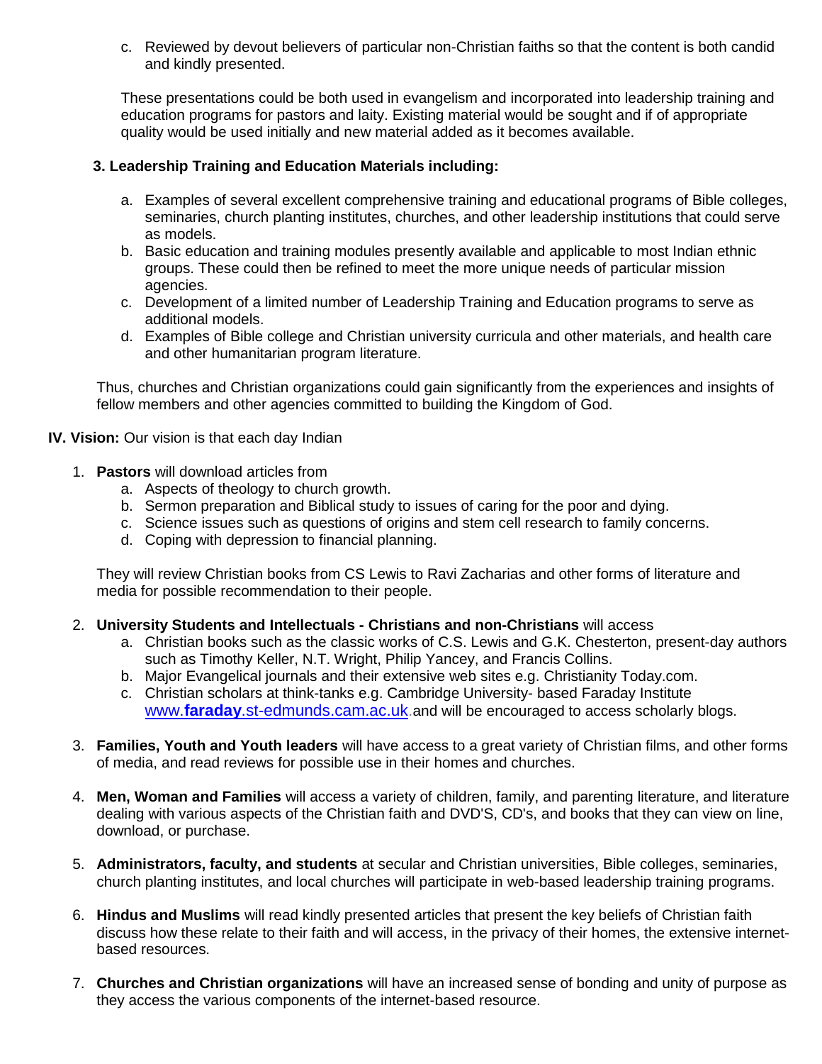c. Reviewed by devout believers of particular non-Christian faiths so that the content is both candid and kindly presented.

These presentations could be both used in evangelism and incorporated into leadership training and education programs for pastors and laity. Existing material would be sought and if of appropriate quality would be used initially and new material added as it becomes available.

**3. Leadership Training and Education Materials including:**

a. Examples of several excellent comprehensive training and educational programs of Bible colleges, seminaries, church planting institutes, churches, and other leadership institutions that could serve as models.
b. Basic education and training modules presently available and applicable to most Indian ethnic groups. These could then be refined to meet the more unique needs of particular mission agencies.
c. Development of a limited number of Leadership Training and Education programs to serve as additional models.
d. Examples of Bible college and Christian university curricula and other materials, and health care and other humanitarian program literature.

Thus, churches and Christian organizations could gain significantly from the experiences and insights of fellow members and other agencies committed to building the Kingdom of God.

**IV. Vision:** Our vision is that each day Indian

1. **Pastors** will download articles from
   a. Aspects of theology to church growth.
   b. Sermon preparation and Biblical study to issues of caring for the poor and dying.
   c. Science issues such as questions of origins and stem cell research to family concerns.
   d. Coping with depression to financial planning.

   They will review Christian books from CS Lewis to Ravi Zacharias and other forms of literature and media for possible recommendation to their people.

2. **University Students and Intellectuals - Christians and non-Christians** will access
   a. Christian books such as the classic works of C.S. Lewis and G.K. Chesterton, present-day authors such as Timothy Keller, N.T. Wright, Philip Yancey, and Francis Collins.
   b. Major Evangelical journals and their extensive web sites e.g. Christianity Today.com.
   c. Christian scholars at think-tanks e.g. Cambridge University- based Faraday Institute www.**faraday**.st-edmunds.cam.ac.uk. and will be encouraged to access scholarly blogs.

3. **Families, Youth and Youth leaders** will have access to a great variety of Christian films, and other forms of media, and read reviews for possible use in their homes and churches.

4. **Men, Woman and Families** will access a variety of children, family, and parenting literature, and literature dealing with various aspects of the Christian faith and DVD'S, CD's, and books that they can view on line, download, or purchase.

5. **Administrators, faculty, and students** at secular and Christian universities, Bible colleges, seminaries, church planting institutes, and local churches will participate in web-based leadership training programs.

6. **Hindus and Muslims** will read kindly presented articles that present the key beliefs of Christian faith discuss how these relate to their faith and will access, in the privacy of their homes, the extensive internet-based resources.

7. **Churches and Christian organizations** will have an increased sense of bonding and unity of purpose as they access the various components of the internet-based resource.